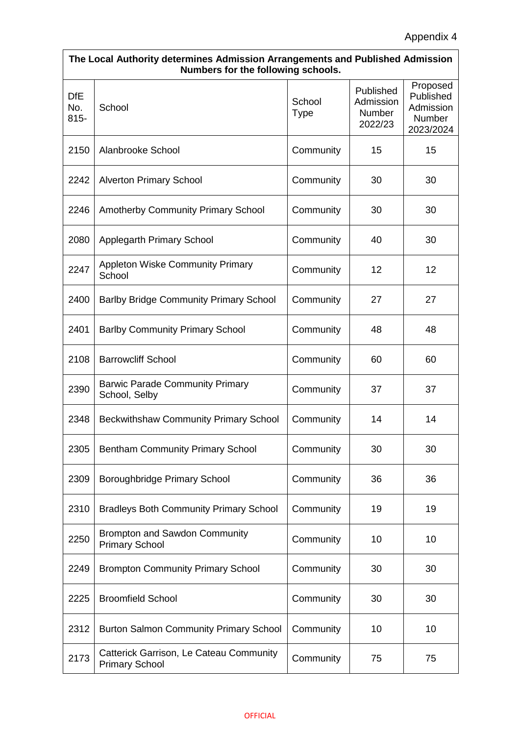Appendix 4

| The Local Authority determines Admission Arrangements and Published Admission Numbers for the following schools. | | | | |
|---|---|---|---|---|
| DfE No. 815- | School | School Type | Published Admission Number 2022/23 | Proposed Published Admission Number 2023/2024 |
| 2150 | Alanbrooke School | Community | 15 | 15 |
| 2242 | Alverton Primary School | Community | 30 | 30 |
| 2246 | Amotherby Community Primary School | Community | 30 | 30 |
| 2080 | Applegarth Primary School | Community | 40 | 30 |
| 2247 | Appleton Wiske Community Primary School | Community | 12 | 12 |
| 2400 | Barlby Bridge Community Primary School | Community | 27 | 27 |
| 2401 | Barlby Community Primary School | Community | 48 | 48 |
| 2108 | Barrowcliff School | Community | 60 | 60 |
| 2390 | Barwic Parade Community Primary School, Selby | Community | 37 | 37 |
| 2348 | Beckwithshaw Community Primary School | Community | 14 | 14 |
| 2305 | Bentham Community Primary School | Community | 30 | 30 |
| 2309 | Boroughbridge Primary School | Community | 36 | 36 |
| 2310 | Bradleys Both Community Primary School | Community | 19 | 19 |
| 2250 | Brompton and Sawdon Community Primary School | Community | 10 | 10 |
| 2249 | Brompton Community Primary School | Community | 30 | 30 |
| 2225 | Broomfield School | Community | 30 | 30 |
| 2312 | Burton Salmon Community Primary School | Community | 10 | 10 |
| 2173 | Catterick Garrison, Le Cateau Community Primary School | Community | 75 | 75 |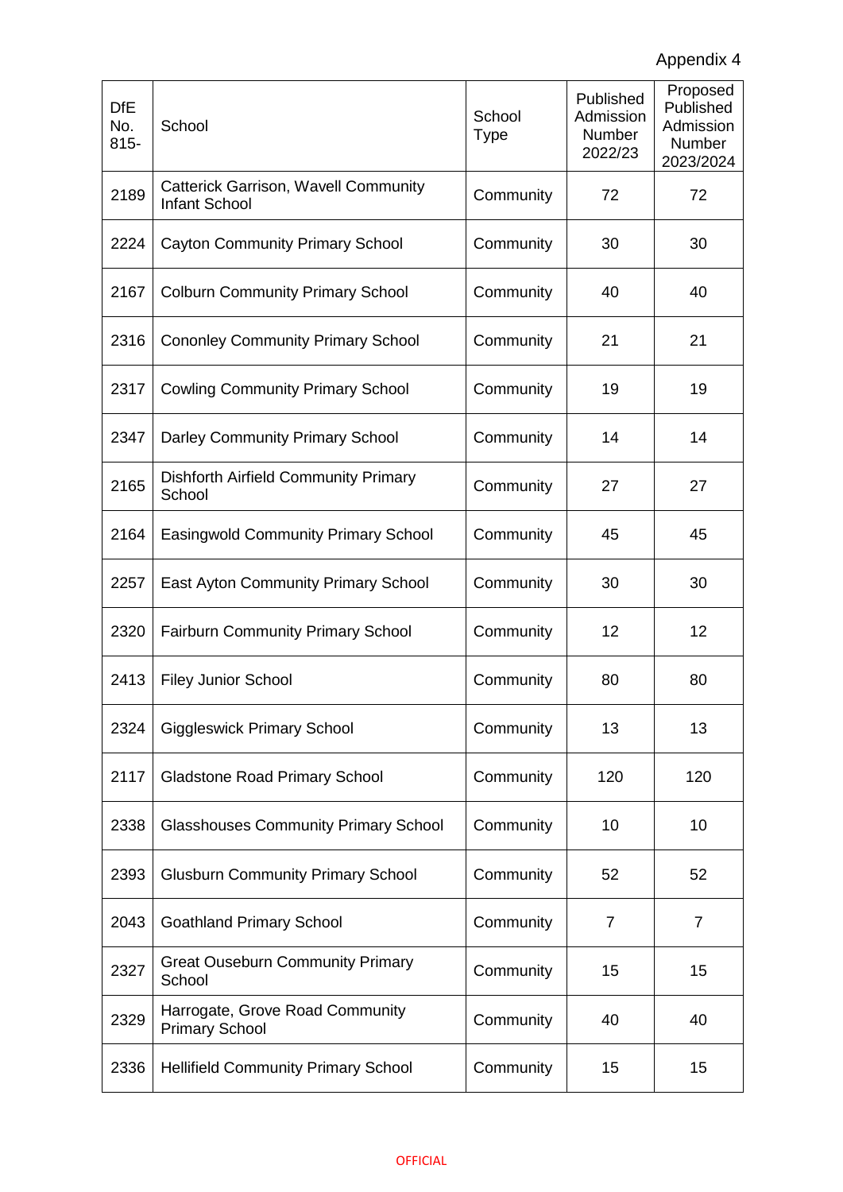Appendix 4

| DfE No. 815- | School | School Type | Published Admission Number 2022/23 | Proposed Published Admission Number 2023/2024 |
|---|---|---|---|---|
| 2189 | Catterick Garrison, Wavell Community Infant School | Community | 72 | 72 |
| 2224 | Cayton Community Primary School | Community | 30 | 30 |
| 2167 | Colburn Community Primary School | Community | 40 | 40 |
| 2316 | Cononley Community Primary School | Community | 21 | 21 |
| 2317 | Cowling Community Primary School | Community | 19 | 19 |
| 2347 | Darley Community Primary School | Community | 14 | 14 |
| 2165 | Dishforth Airfield Community Primary School | Community | 27 | 27 |
| 2164 | Easingwold Community Primary School | Community | 45 | 45 |
| 2257 | East Ayton Community Primary School | Community | 30 | 30 |
| 2320 | Fairburn Community Primary School | Community | 12 | 12 |
| 2413 | Filey Junior School | Community | 80 | 80 |
| 2324 | Giggleswick Primary School | Community | 13 | 13 |
| 2117 | Gladstone Road Primary School | Community | 120 | 120 |
| 2338 | Glasshouses Community Primary School | Community | 10 | 10 |
| 2393 | Glusburn Community Primary School | Community | 52 | 52 |
| 2043 | Goathland Primary School | Community | 7 | 7 |
| 2327 | Great Ouseburn Community Primary School | Community | 15 | 15 |
| 2329 | Harrogate, Grove Road Community Primary School | Community | 40 | 40 |
| 2336 | Hellifield Community Primary School | Community | 15 | 15 |

OFFICIAL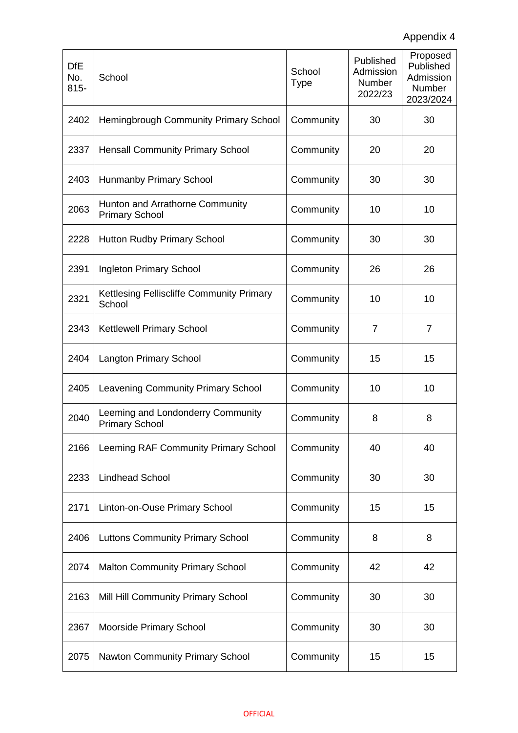Appendix 4

| DfE No. 815- | School | School Type | Published Admission Number 2022/23 | Proposed Published Admission Number 2023/2024 |
|---|---|---|---|---|
| 2402 | Hemingbrough Community Primary School | Community | 30 | 30 |
| 2337 | Hensall Community Primary School | Community | 20 | 20 |
| 2403 | Hunmanby Primary School | Community | 30 | 30 |
| 2063 | Hunton and Arrathorne Community Primary School | Community | 10 | 10 |
| 2228 | Hutton Rudby Primary School | Community | 30 | 30 |
| 2391 | Ingleton Primary School | Community | 26 | 26 |
| 2321 | Kettlesing Felliscliffe Community Primary School | Community | 10 | 10 |
| 2343 | Kettlewell Primary School | Community | 7 | 7 |
| 2404 | Langton Primary School | Community | 15 | 15 |
| 2405 | Leavening Community Primary School | Community | 10 | 10 |
| 2040 | Leeming and Londonderry Community Primary School | Community | 8 | 8 |
| 2166 | Leeming RAF Community Primary School | Community | 40 | 40 |
| 2233 | Lindhead School | Community | 30 | 30 |
| 2171 | Linton-on-Ouse Primary School | Community | 15 | 15 |
| 2406 | Luttons Community Primary School | Community | 8 | 8 |
| 2074 | Malton Community Primary School | Community | 42 | 42 |
| 2163 | Mill Hill Community Primary School | Community | 30 | 30 |
| 2367 | Moorside Primary School | Community | 30 | 30 |
| 2075 | Nawton Community Primary School | Community | 15 | 15 |

OFFICIAL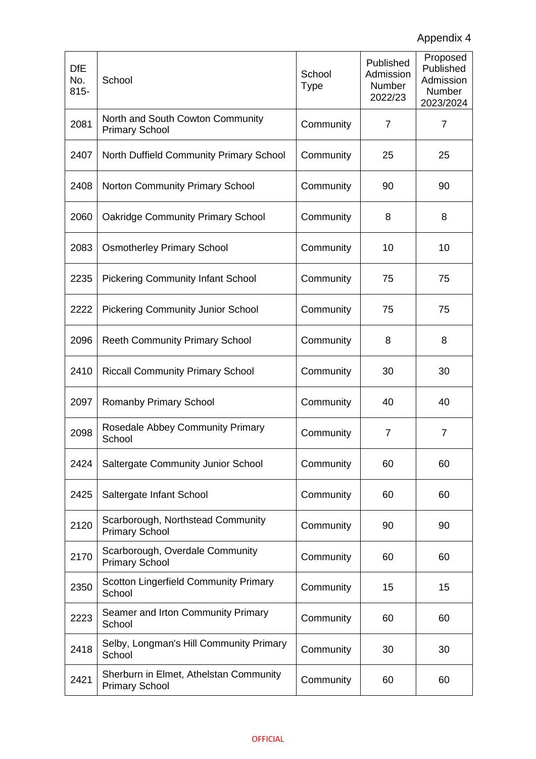Appendix 4

| DfE No. 815- | School | School Type | Published Admission Number 2022/23 | Proposed Published Admission Number 2023/2024 |
|---|---|---|---|---|
| 2081 | North and South Cowton Community Primary School | Community | 7 | 7 |
| 2407 | North Duffield Community Primary School | Community | 25 | 25 |
| 2408 | Norton Community Primary School | Community | 90 | 90 |
| 2060 | Oakridge Community Primary School | Community | 8 | 8 |
| 2083 | Osmotherley Primary School | Community | 10 | 10 |
| 2235 | Pickering Community Infant School | Community | 75 | 75 |
| 2222 | Pickering Community Junior School | Community | 75 | 75 |
| 2096 | Reeth Community Primary School | Community | 8 | 8 |
| 2410 | Riccall Community Primary School | Community | 30 | 30 |
| 2097 | Romanby Primary School | Community | 40 | 40 |
| 2098 | Rosedale Abbey Community Primary School | Community | 7 | 7 |
| 2424 | Saltergate Community Junior School | Community | 60 | 60 |
| 2425 | Saltergate Infant School | Community | 60 | 60 |
| 2120 | Scarborough, Northstead Community Primary School | Community | 90 | 90 |
| 2170 | Scarborough, Overdale Community Primary School | Community | 60 | 60 |
| 2350 | Scotton Lingerfield Community Primary School | Community | 15 | 15 |
| 2223 | Seamer and Irton Community Primary School | Community | 60 | 60 |
| 2418 | Selby, Longman's Hill Community Primary School | Community | 30 | 30 |
| 2421 | Sherburn in Elmet, Athelstan Community Primary School | Community | 60 | 60 |

OFFICIAL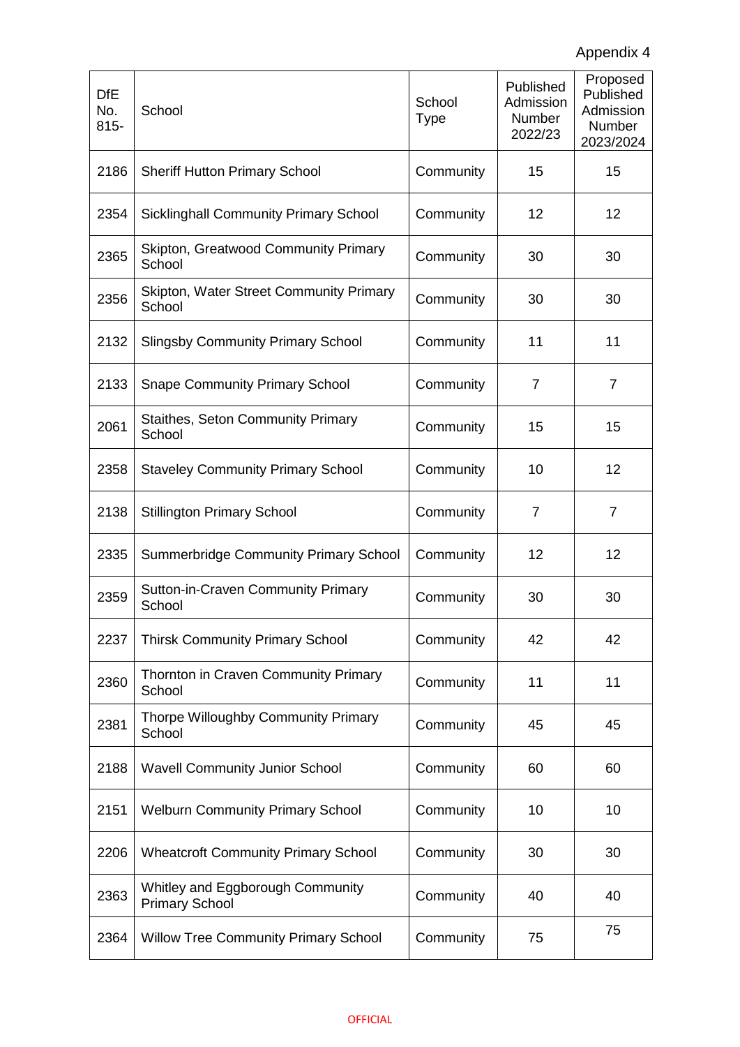Appendix 4

| DfE No. 815- | School | School Type | Published Admission Number 2022/23 | Proposed Published Admission Number 2023/2024 |
|---|---|---|---|---|
| 2186 | Sheriff Hutton Primary School | Community | 15 | 15 |
| 2354 | Sicklinghall Community Primary School | Community | 12 | 12 |
| 2365 | Skipton, Greatwood Community Primary School | Community | 30 | 30 |
| 2356 | Skipton, Water Street Community Primary School | Community | 30 | 30 |
| 2132 | Slingsby Community Primary School | Community | 11 | 11 |
| 2133 | Snape Community Primary School | Community | 7 | 7 |
| 2061 | Staithes, Seton Community Primary School | Community | 15 | 15 |
| 2358 | Staveley Community Primary School | Community | 10 | 12 |
| 2138 | Stillington Primary School | Community | 7 | 7 |
| 2335 | Summerbridge Community Primary School | Community | 12 | 12 |
| 2359 | Sutton-in-Craven Community Primary School | Community | 30 | 30 |
| 2237 | Thirsk Community Primary School | Community | 42 | 42 |
| 2360 | Thornton in Craven Community Primary School | Community | 11 | 11 |
| 2381 | Thorpe Willoughby Community Primary School | Community | 45 | 45 |
| 2188 | Wavell Community Junior School | Community | 60 | 60 |
| 2151 | Welburn Community Primary School | Community | 10 | 10 |
| 2206 | Wheatcroft Community Primary School | Community | 30 | 30 |
| 2363 | Whitley and Eggborough Community Primary School | Community | 40 | 40 |
| 2364 | Willow Tree Community Primary School | Community | 75 | 75 |

OFFICIAL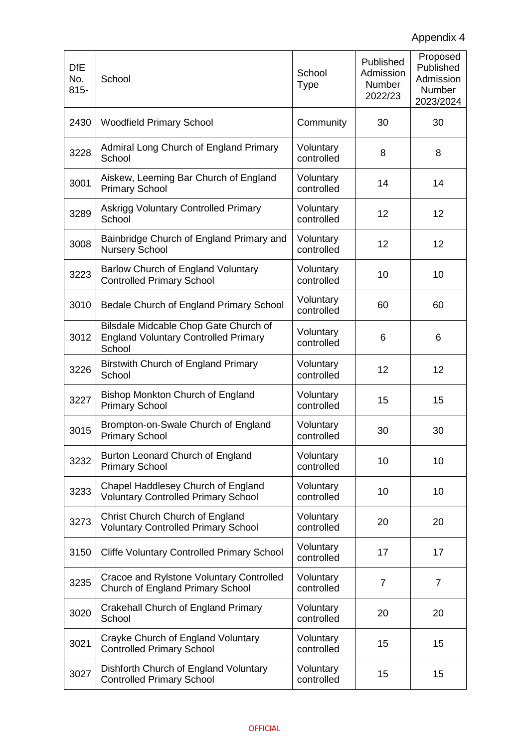Appendix 4

| DfE No. 815- | School | School Type | Published Admission Number 2022/23 | Proposed Published Admission Number 2023/2024 |
|---|---|---|---|---|
| 2430 | Woodfield Primary School | Community | 30 | 30 |
| 3228 | Admiral Long Church of England Primary School | Voluntary controlled | 8 | 8 |
| 3001 | Aiskew, Leeming Bar Church of England Primary School | Voluntary controlled | 14 | 14 |
| 3289 | Askrigg Voluntary Controlled Primary School | Voluntary controlled | 12 | 12 |
| 3008 | Bainbridge Church of England Primary and Nursery School | Voluntary controlled | 12 | 12 |
| 3223 | Barlow Church of England Voluntary Controlled Primary School | Voluntary controlled | 10 | 10 |
| 3010 | Bedale Church of England Primary School | Voluntary controlled | 60 | 60 |
| 3012 | Bilsdale Midcable Chop Gate Church of England Voluntary Controlled Primary School | Voluntary controlled | 6 | 6 |
| 3226 | Birstwith Church of England Primary School | Voluntary controlled | 12 | 12 |
| 3227 | Bishop Monkton Church of England Primary School | Voluntary controlled | 15 | 15 |
| 3015 | Brompton-on-Swale Church of England Primary School | Voluntary controlled | 30 | 30 |
| 3232 | Burton Leonard Church of England Primary School | Voluntary controlled | 10 | 10 |
| 3233 | Chapel Haddlesey Church of England Voluntary Controlled Primary School | Voluntary controlled | 10 | 10 |
| 3273 | Christ Church Church of England Voluntary Controlled Primary School | Voluntary controlled | 20 | 20 |
| 3150 | Cliffe Voluntary Controlled Primary School | Voluntary controlled | 17 | 17 |
| 3235 | Cracoe and Rylstone Voluntary Controlled Church of England Primary School | Voluntary controlled | 7 | 7 |
| 3020 | Crakehall Church of England Primary School | Voluntary controlled | 20 | 20 |
| 3021 | Crayke Church of England Voluntary Controlled Primary School | Voluntary controlled | 15 | 15 |
| 3027 | Dishforth Church of England Voluntary Controlled Primary School | Voluntary controlled | 15 | 15 |

OFFICIAL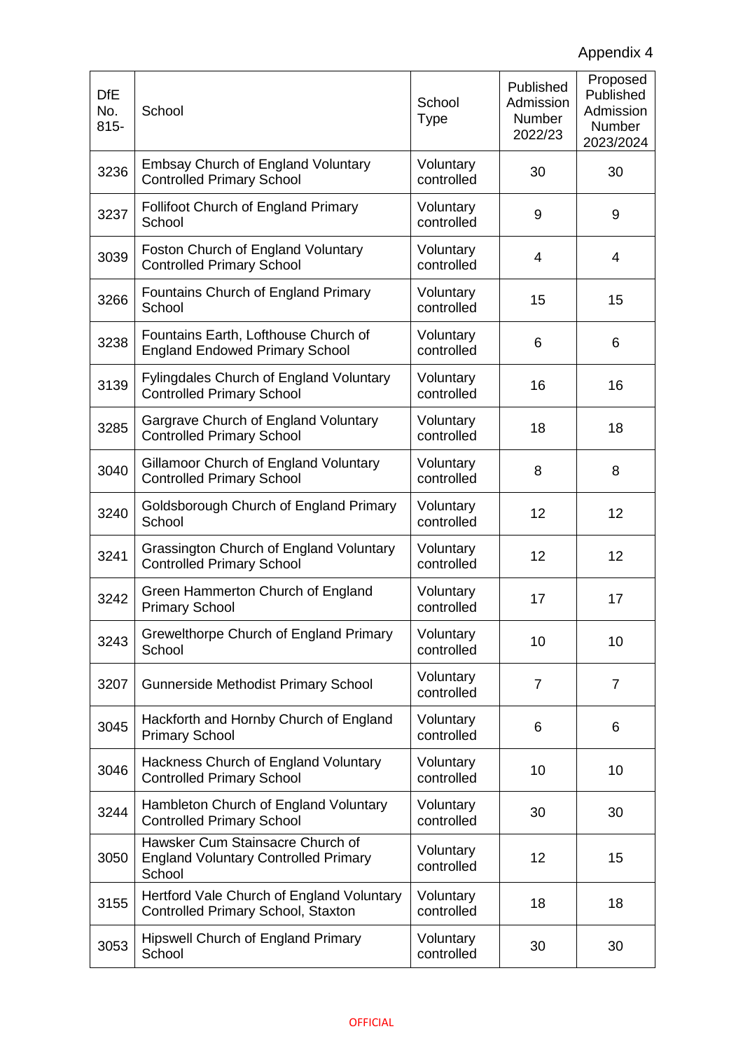Appendix 4

| DfE No. 815- | School | School Type | Published Admission Number 2022/23 | Proposed Published Admission Number 2023/2024 |
|---|---|---|---|---|
| 3236 | Embsay Church of England Voluntary Controlled Primary School | Voluntary controlled | 30 | 30 |
| 3237 | Follifoot Church of England Primary School | Voluntary controlled | 9 | 9 |
| 3039 | Foston Church of England Voluntary Controlled Primary School | Voluntary controlled | 4 | 4 |
| 3266 | Fountains Church of England Primary School | Voluntary controlled | 15 | 15 |
| 3238 | Fountains Earth, Lofthouse Church of England Endowed Primary School | Voluntary controlled | 6 | 6 |
| 3139 | Fylingdales Church of England Voluntary Controlled Primary School | Voluntary controlled | 16 | 16 |
| 3285 | Gargrave Church of England Voluntary Controlled Primary School | Voluntary controlled | 18 | 18 |
| 3040 | Gillamoor Church of England Voluntary Controlled Primary School | Voluntary controlled | 8 | 8 |
| 3240 | Goldsborough Church of England Primary School | Voluntary controlled | 12 | 12 |
| 3241 | Grassington Church of England Voluntary Controlled Primary School | Voluntary controlled | 12 | 12 |
| 3242 | Green Hammerton Church of England Primary School | Voluntary controlled | 17 | 17 |
| 3243 | Grewelthorpe Church of England Primary School | Voluntary controlled | 10 | 10 |
| 3207 | Gunnerside Methodist Primary School | Voluntary controlled | 7 | 7 |
| 3045 | Hackforth and Hornby Church of England Primary School | Voluntary controlled | 6 | 6 |
| 3046 | Hackness Church of England Voluntary Controlled Primary School | Voluntary controlled | 10 | 10 |
| 3244 | Hambleton Church of England Voluntary Controlled Primary School | Voluntary controlled | 30 | 30 |
| 3050 | Hawsker Cum Stainsacre Church of England Voluntary Controlled Primary School | Voluntary controlled | 12 | 15 |
| 3155 | Hertford Vale Church of England Voluntary Controlled Primary School, Staxton | Voluntary controlled | 18 | 18 |
| 3053 | Hipswell Church of England Primary School | Voluntary controlled | 30 | 30 |

OFFICIAL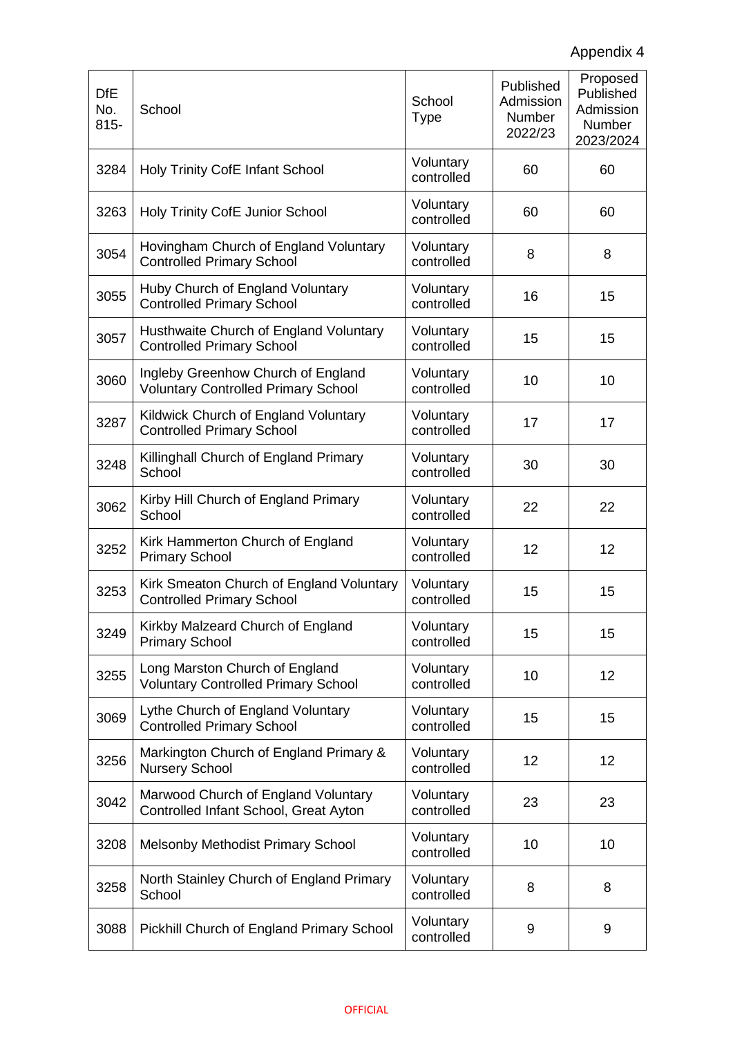Appendix 4

| DfE No. 815- | School | School Type | Published Admission Number 2022/23 | Proposed Published Admission Number 2023/2024 |
|---|---|---|---|---|
| 3284 | Holy Trinity CofE Infant School | Voluntary controlled | 60 | 60 |
| 3263 | Holy Trinity CofE Junior School | Voluntary controlled | 60 | 60 |
| 3054 | Hovingham Church of England Voluntary Controlled Primary School | Voluntary controlled | 8 | 8 |
| 3055 | Huby Church of England Voluntary Controlled Primary School | Voluntary controlled | 16 | 15 |
| 3057 | Husthwaite Church of England Voluntary Controlled Primary School | Voluntary controlled | 15 | 15 |
| 3060 | Ingleby Greenhow Church of England Voluntary Controlled Primary School | Voluntary controlled | 10 | 10 |
| 3287 | Kildwick Church of England Voluntary Controlled Primary School | Voluntary controlled | 17 | 17 |
| 3248 | Killinghall Church of England Primary School | Voluntary controlled | 30 | 30 |
| 3062 | Kirby Hill Church of England Primary School | Voluntary controlled | 22 | 22 |
| 3252 | Kirk Hammerton Church of England Primary School | Voluntary controlled | 12 | 12 |
| 3253 | Kirk Smeaton Church of England Voluntary Controlled Primary School | Voluntary controlled | 15 | 15 |
| 3249 | Kirkby Malzeard Church of England Primary School | Voluntary controlled | 15 | 15 |
| 3255 | Long Marston Church of England Voluntary Controlled Primary School | Voluntary controlled | 10 | 12 |
| 3069 | Lythe Church of England Voluntary Controlled Primary School | Voluntary controlled | 15 | 15 |
| 3256 | Markington Church of England Primary & Nursery School | Voluntary controlled | 12 | 12 |
| 3042 | Marwood Church of England Voluntary Controlled Infant School, Great Ayton | Voluntary controlled | 23 | 23 |
| 3208 | Melsonby Methodist Primary School | Voluntary controlled | 10 | 10 |
| 3258 | North Stainley Church of England Primary School | Voluntary controlled | 8 | 8 |
| 3088 | Pickhill Church of England Primary School | Voluntary controlled | 9 | 9 |

OFFICIAL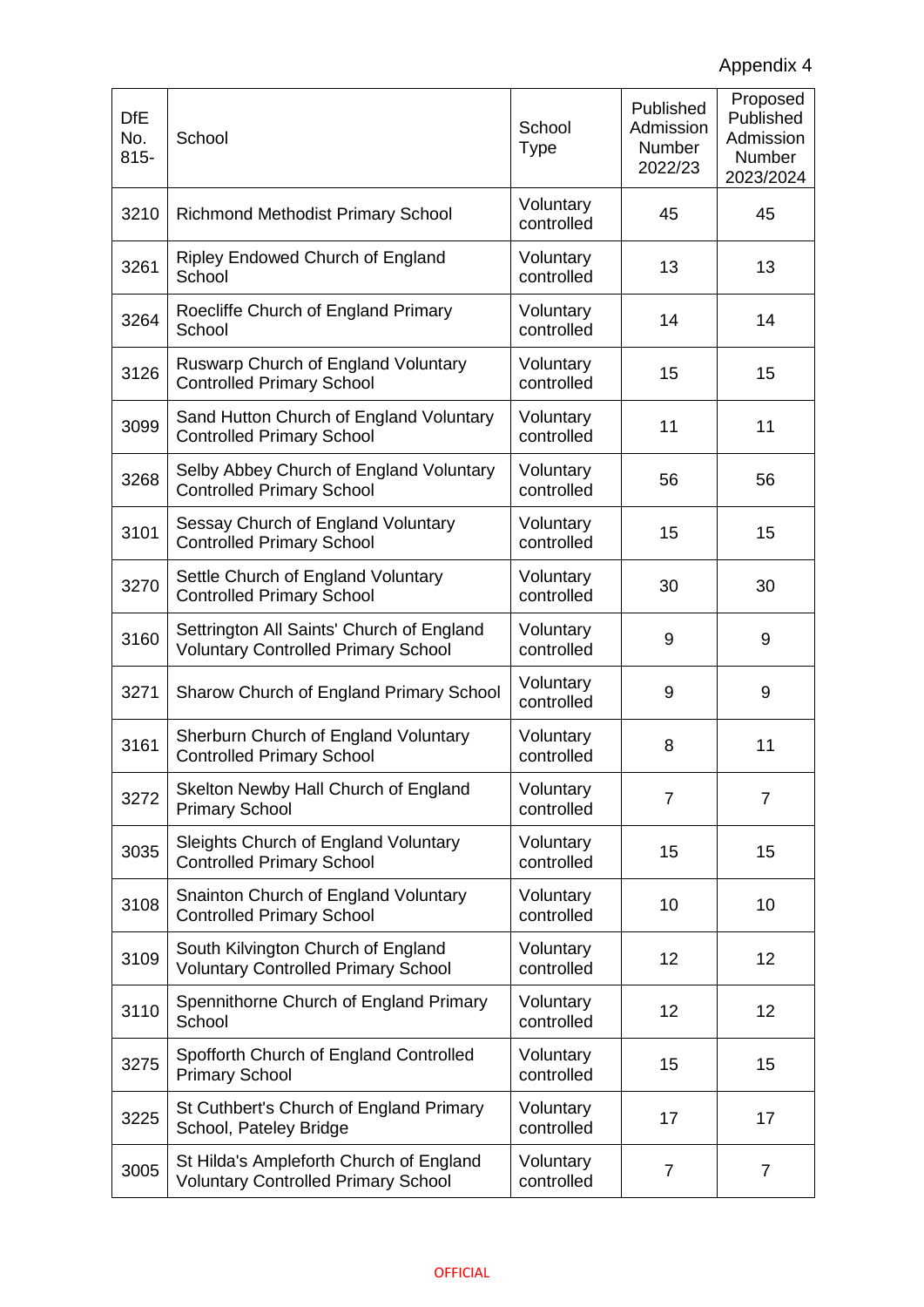Appendix 4

| DfE No. 815- | School | School Type | Published Admission Number 2022/23 | Proposed Published Admission Number 2023/2024 |
|---|---|---|---|---|
| 3210 | Richmond Methodist Primary School | Voluntary controlled | 45 | 45 |
| 3261 | Ripley Endowed Church of England School | Voluntary controlled | 13 | 13 |
| 3264 | Roecliffe Church of England Primary School | Voluntary controlled | 14 | 14 |
| 3126 | Ruswarp Church of England Voluntary Controlled Primary School | Voluntary controlled | 15 | 15 |
| 3099 | Sand Hutton Church of England Voluntary Controlled Primary School | Voluntary controlled | 11 | 11 |
| 3268 | Selby Abbey Church of England Voluntary Controlled Primary School | Voluntary controlled | 56 | 56 |
| 3101 | Sessay Church of England Voluntary Controlled Primary School | Voluntary controlled | 15 | 15 |
| 3270 | Settle Church of England Voluntary Controlled Primary School | Voluntary controlled | 30 | 30 |
| 3160 | Settrington All Saints' Church of England Voluntary Controlled Primary School | Voluntary controlled | 9 | 9 |
| 3271 | Sharow Church of England Primary School | Voluntary controlled | 9 | 9 |
| 3161 | Sherburn Church of England Voluntary Controlled Primary School | Voluntary controlled | 8 | 11 |
| 3272 | Skelton Newby Hall Church of England Primary School | Voluntary controlled | 7 | 7 |
| 3035 | Sleights Church of England Voluntary Controlled Primary School | Voluntary controlled | 15 | 15 |
| 3108 | Snainton Church of England Voluntary Controlled Primary School | Voluntary controlled | 10 | 10 |
| 3109 | South Kilvington Church of England Voluntary Controlled Primary School | Voluntary controlled | 12 | 12 |
| 3110 | Spennithorne Church of England Primary School | Voluntary controlled | 12 | 12 |
| 3275 | Spofforth Church of England Controlled Primary School | Voluntary controlled | 15 | 15 |
| 3225 | St Cuthbert's Church of England Primary School, Pateley Bridge | Voluntary controlled | 17 | 17 |
| 3005 | St Hilda's Ampleforth Church of England Voluntary Controlled Primary School | Voluntary controlled | 7 | 7 |

OFFICIAL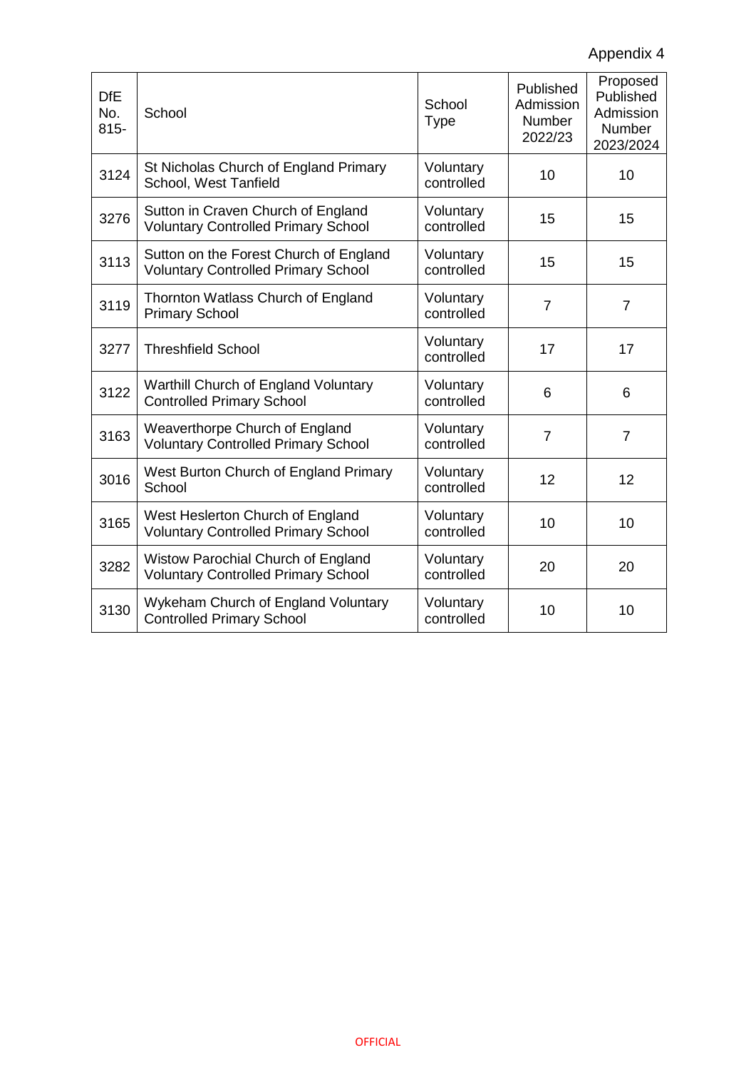Appendix 4

| DfE No. 815- | School | School Type | Published Admission Number 2022/23 | Proposed Published Admission Number 2023/2024 |
|---|---|---|---|---|
| 3124 | St Nicholas Church of England Primary School, West Tanfield | Voluntary controlled | 10 | 10 |
| 3276 | Sutton in Craven Church of England Voluntary Controlled Primary School | Voluntary controlled | 15 | 15 |
| 3113 | Sutton on the Forest Church of England Voluntary Controlled Primary School | Voluntary controlled | 15 | 15 |
| 3119 | Thornton Watlass Church of England Primary School | Voluntary controlled | 7 | 7 |
| 3277 | Threshfield School | Voluntary controlled | 17 | 17 |
| 3122 | Warthill Church of England Voluntary Controlled Primary School | Voluntary controlled | 6 | 6 |
| 3163 | Weaverthorpe Church of England Voluntary Controlled Primary School | Voluntary controlled | 7 | 7 |
| 3016 | West Burton Church of England Primary School | Voluntary controlled | 12 | 12 |
| 3165 | West Heslerton Church of England Voluntary Controlled Primary School | Voluntary controlled | 10 | 10 |
| 3282 | Wistow Parochial Church of England Voluntary Controlled Primary School | Voluntary controlled | 20 | 20 |
| 3130 | Wykeham Church of England Voluntary Controlled Primary School | Voluntary controlled | 10 | 10 |

OFFICIAL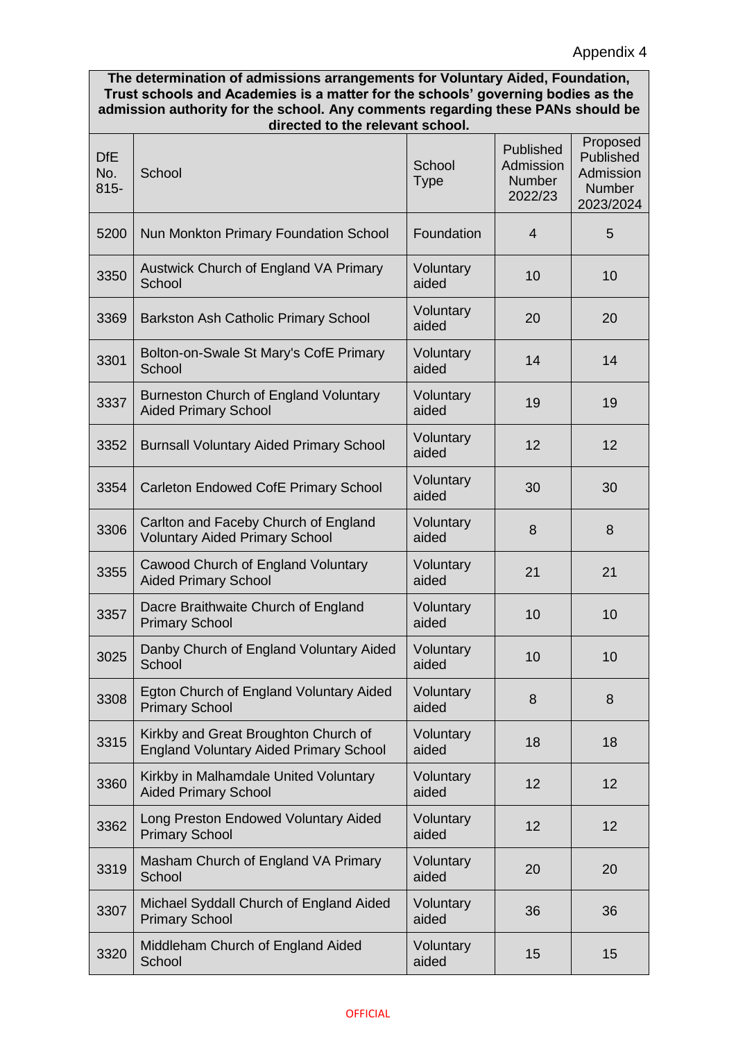Appendix 4

| The determination of admissions arrangements for Voluntary Aided, Foundation, Trust schools and Academies is a matter for the schools' governing bodies as the admission authority for the school. Any comments regarding these PANs should be directed to the relevant school. | | | | |
|---|---|---|---|---|
| DfE No. 815- | School | School Type | Published Admission Number 2022/23 | Proposed Published Admission Number 2023/2024 |
| 5200 | Nun Monkton Primary Foundation School | Foundation | 4 | 5 |
| 3350 | Austwick Church of England VA Primary School | Voluntary aided | 10 | 10 |
| 3369 | Barkston Ash Catholic Primary School | Voluntary aided | 20 | 20 |
| 3301 | Bolton-on-Swale St Mary's CofE Primary School | Voluntary aided | 14 | 14 |
| 3337 | Burneston Church of England Voluntary Aided Primary School | Voluntary aided | 19 | 19 |
| 3352 | Burnsall Voluntary Aided Primary School | Voluntary aided | 12 | 12 |
| 3354 | Carleton Endowed CofE Primary School | Voluntary aided | 30 | 30 |
| 3306 | Carlton and Faceby Church of England Voluntary Aided Primary School | Voluntary aided | 8 | 8 |
| 3355 | Cawood Church of England Voluntary Aided Primary School | Voluntary aided | 21 | 21 |
| 3357 | Dacre Braithwaite Church of England Primary School | Voluntary aided | 10 | 10 |
| 3025 | Danby Church of England Voluntary Aided School | Voluntary aided | 10 | 10 |
| 3308 | Egton Church of England Voluntary Aided Primary School | Voluntary aided | 8 | 8 |
| 3315 | Kirkby and Great Broughton Church of England Voluntary Aided Primary School | Voluntary aided | 18 | 18 |
| 3360 | Kirkby in Malhamdale United Voluntary Aided Primary School | Voluntary aided | 12 | 12 |
| 3362 | Long Preston Endowed Voluntary Aided Primary School | Voluntary aided | 12 | 12 |
| 3319 | Masham Church of England VA Primary School | Voluntary aided | 20 | 20 |
| 3307 | Michael Syddall Church of England Aided Primary School | Voluntary aided | 36 | 36 |
| 3320 | Middleham Church of England Aided School | Voluntary aided | 15 | 15 |

OFFICIAL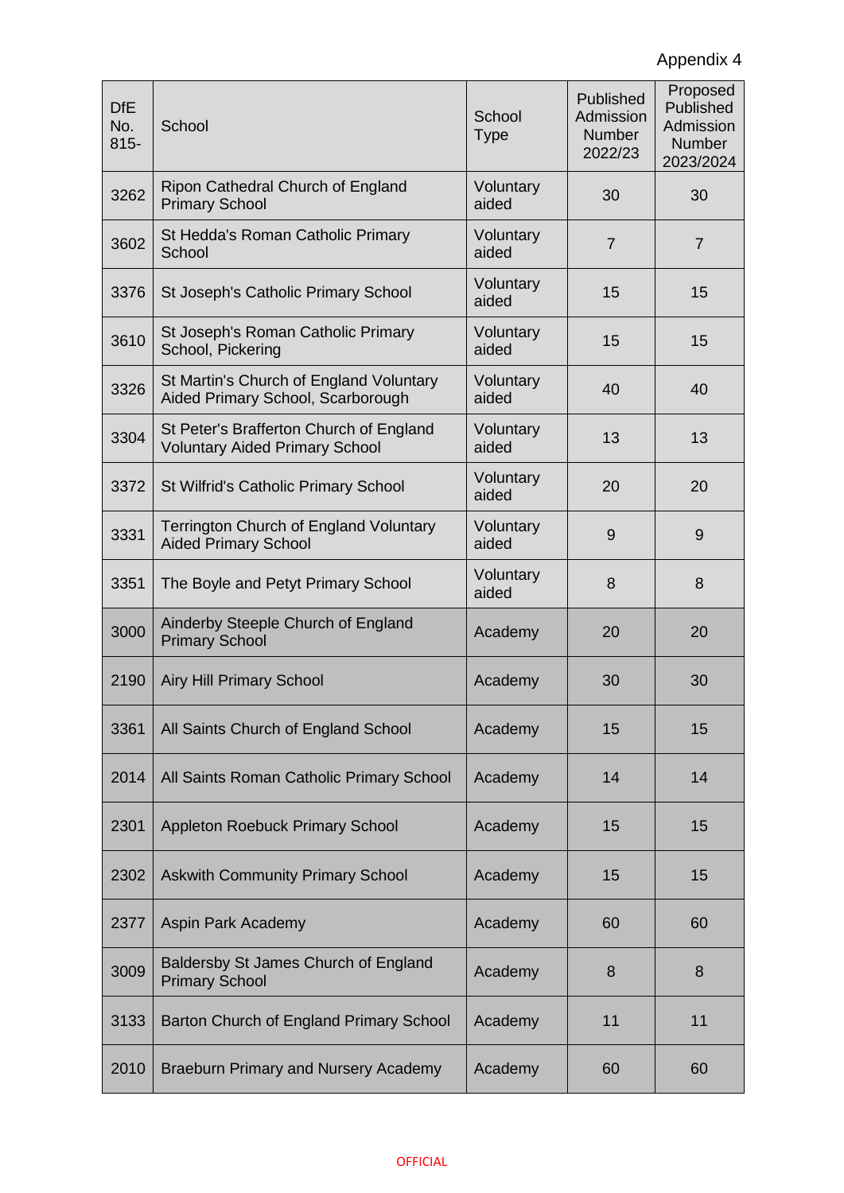Appendix 4

| DfE No. 815- | School | School Type | Published Admission Number 2022/23 | Proposed Published Admission Number 2023/2024 |
|---|---|---|---|---|
| 3262 | Ripon Cathedral Church of England Primary School | Voluntary aided | 30 | 30 |
| 3602 | St Hedda's Roman Catholic Primary School | Voluntary aided | 7 | 7 |
| 3376 | St Joseph's Catholic Primary School | Voluntary aided | 15 | 15 |
| 3610 | St Joseph's Roman Catholic Primary School, Pickering | Voluntary aided | 15 | 15 |
| 3326 | St Martin's Church of England Voluntary Aided Primary School, Scarborough | Voluntary aided | 40 | 40 |
| 3304 | St Peter's Brafferton Church of England Voluntary Aided Primary School | Voluntary aided | 13 | 13 |
| 3372 | St Wilfrid's Catholic Primary School | Voluntary aided | 20 | 20 |
| 3331 | Terrington Church of England Voluntary Aided Primary School | Voluntary aided | 9 | 9 |
| 3351 | The Boyle and Petyt Primary School | Voluntary aided | 8 | 8 |
| 3000 | Ainderby Steeple Church of England Primary School | Academy | 20 | 20 |
| 2190 | Airy Hill Primary School | Academy | 30 | 30 |
| 3361 | All Saints Church of England School | Academy | 15 | 15 |
| 2014 | All Saints Roman Catholic Primary School | Academy | 14 | 14 |
| 2301 | Appleton Roebuck Primary School | Academy | 15 | 15 |
| 2302 | Askwith Community Primary School | Academy | 15 | 15 |
| 2377 | Aspin Park Academy | Academy | 60 | 60 |
| 3009 | Baldersby St James Church of England Primary School | Academy | 8 | 8 |
| 3133 | Barton Church of England Primary School | Academy | 11 | 11 |
| 2010 | Braeburn Primary and Nursery Academy | Academy | 60 | 60 |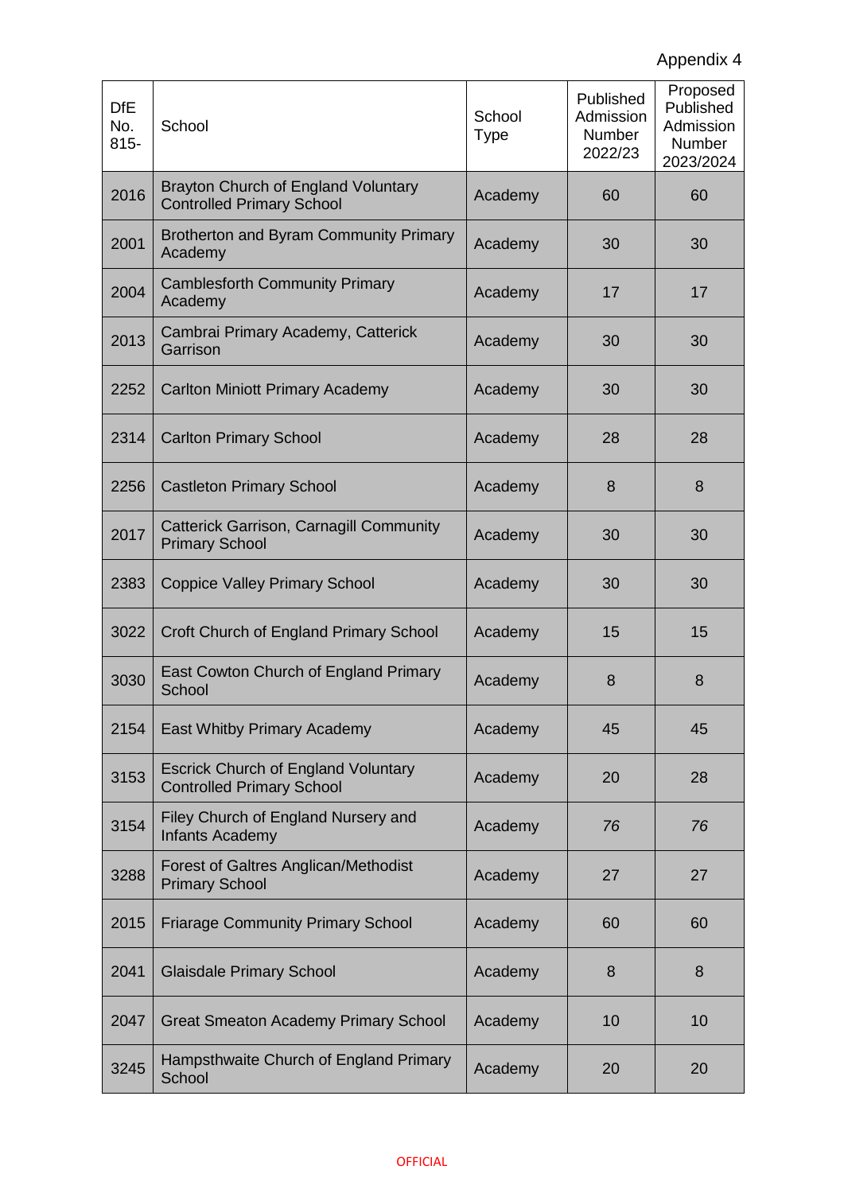Appendix 4

| DfE No. 815- | School | School Type | Published Admission Number 2022/23 | Proposed Published Admission Number 2023/2024 |
|---|---|---|---|---|
| 2016 | Brayton Church of England Voluntary Controlled Primary School | Academy | 60 | 60 |
| 2001 | Brotherton and Byram Community Primary Academy | Academy | 30 | 30 |
| 2004 | Camblesforth Community Primary Academy | Academy | 17 | 17 |
| 2013 | Cambrai Primary Academy, Catterick Garrison | Academy | 30 | 30 |
| 2252 | Carlton Miniott Primary Academy | Academy | 30 | 30 |
| 2314 | Carlton Primary School | Academy | 28 | 28 |
| 2256 | Castleton Primary School | Academy | 8 | 8 |
| 2017 | Catterick Garrison, Carnagill Community Primary School | Academy | 30 | 30 |
| 2383 | Coppice Valley Primary School | Academy | 30 | 30 |
| 3022 | Croft Church of England Primary School | Academy | 15 | 15 |
| 3030 | East Cowton Church of England Primary School | Academy | 8 | 8 |
| 2154 | East Whitby Primary Academy | Academy | 45 | 45 |
| 3153 | Escrick Church of England Voluntary Controlled Primary School | Academy | 20 | 28 |
| 3154 | Filey Church of England Nursery and Infants Academy | Academy | *76* | *76* |
| 3288 | Forest of Galtres Anglican/Methodist Primary School | Academy | 27 | 27 |
| 2015 | Friarage Community Primary School | Academy | 60 | 60 |
| 2041 | Glaisdale Primary School | Academy | 8 | 8 |
| 2047 | Great Smeaton Academy Primary School | Academy | 10 | 10 |
| 3245 | Hampsthwaite Church of England Primary School | Academy | 20 | 20 |

OFFICIAL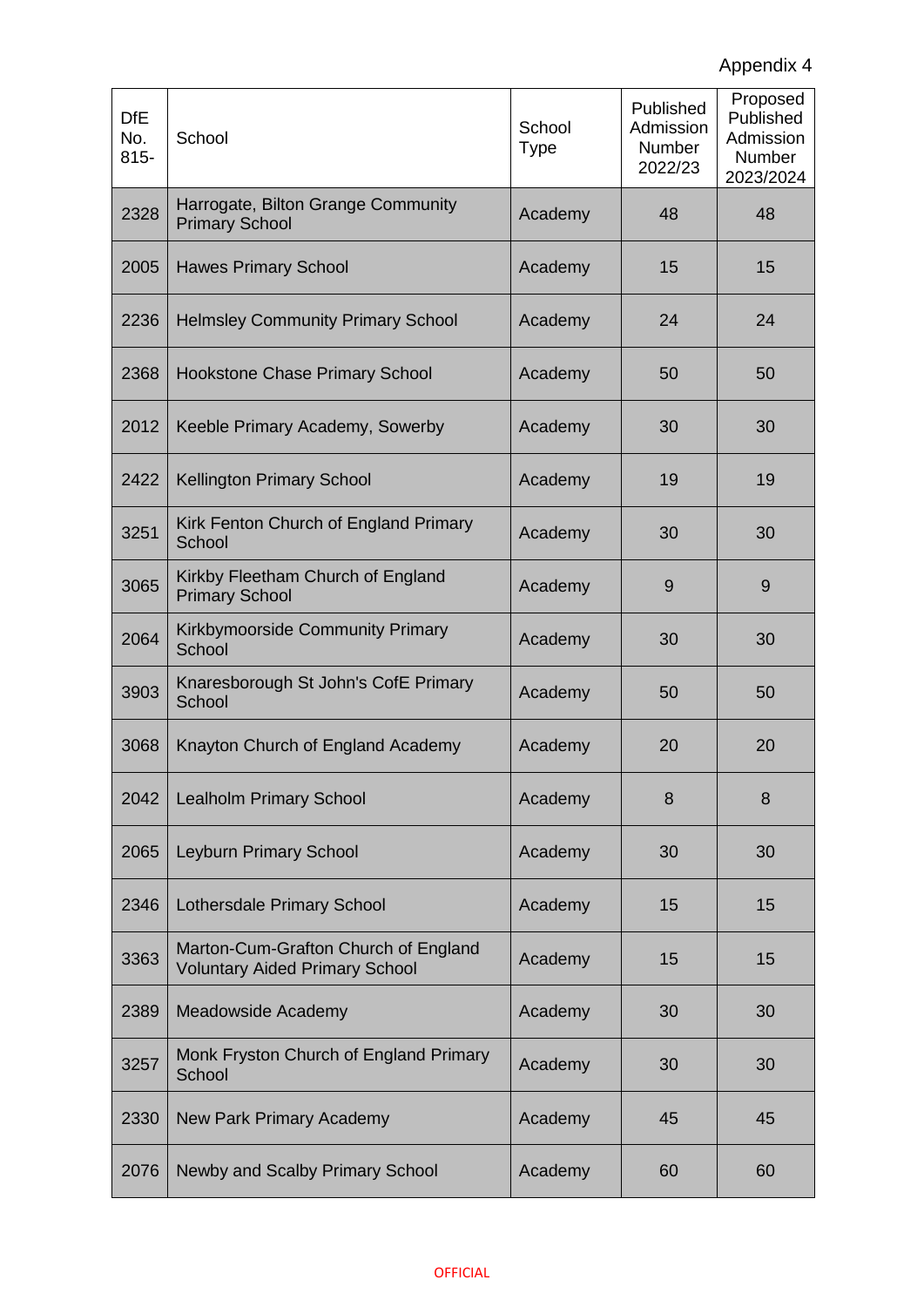Appendix 4

| DfE No. 815- | School | School Type | Published Admission Number 2022/23 | Proposed Published Admission Number 2023/2024 |
|---|---|---|---|---|
| 2328 | Harrogate, Bilton Grange Community Primary School | Academy | 48 | 48 |
| 2005 | Hawes Primary School | Academy | 15 | 15 |
| 2236 | Helmsley Community Primary School | Academy | 24 | 24 |
| 2368 | Hookstone Chase Primary School | Academy | 50 | 50 |
| 2012 | Keeble Primary Academy, Sowerby | Academy | 30 | 30 |
| 2422 | Kellington Primary School | Academy | 19 | 19 |
| 3251 | Kirk Fenton Church of England Primary School | Academy | 30 | 30 |
| 3065 | Kirkby Fleetham Church of England Primary School | Academy | 9 | 9 |
| 2064 | Kirkbymoorside Community Primary School | Academy | 30 | 30 |
| 3903 | Knaresborough St John's CofE Primary School | Academy | 50 | 50 |
| 3068 | Knayton Church of England Academy | Academy | 20 | 20 |
| 2042 | Lealholm Primary School | Academy | 8 | 8 |
| 2065 | Leyburn Primary School | Academy | 30 | 30 |
| 2346 | Lothersdale Primary School | Academy | 15 | 15 |
| 3363 | Marton-Cum-Grafton Church of England Voluntary Aided Primary School | Academy | 15 | 15 |
| 2389 | Meadowside Academy | Academy | 30 | 30 |
| 3257 | Monk Fryston Church of England Primary School | Academy | 30 | 30 |
| 2330 | New Park Primary Academy | Academy | 45 | 45 |
| 2076 | Newby and Scalby Primary School | Academy | 60 | 60 |

OFFICIAL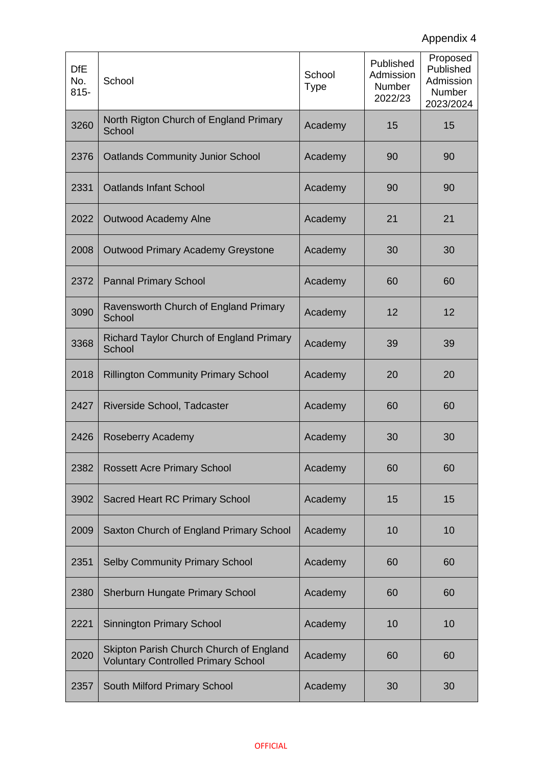Appendix 4

| DfE No. 815- | School | School Type | Published Admission Number 2022/23 | Proposed Published Admission Number 2023/2024 |
|---|---|---|---|---|
| 3260 | North Rigton Church of England Primary School | Academy | 15 | 15 |
| 2376 | Oatlands Community Junior School | Academy | 90 | 90 |
| 2331 | Oatlands Infant School | Academy | 90 | 90 |
| 2022 | Outwood Academy Alne | Academy | 21 | 21 |
| 2008 | Outwood Primary Academy Greystone | Academy | 30 | 30 |
| 2372 | Pannal Primary School | Academy | 60 | 60 |
| 3090 | Ravensworth Church of England Primary School | Academy | 12 | 12 |
| 3368 | Richard Taylor Church of England Primary School | Academy | 39 | 39 |
| 2018 | Rillington Community Primary School | Academy | 20 | 20 |
| 2427 | Riverside School, Tadcaster | Academy | 60 | 60 |
| 2426 | Roseberry Academy | Academy | 30 | 30 |
| 2382 | Rossett Acre Primary School | Academy | 60 | 60 |
| 3902 | Sacred Heart RC Primary School | Academy | 15 | 15 |
| 2009 | Saxton Church of England Primary School | Academy | 10 | 10 |
| 2351 | Selby Community Primary School | Academy | 60 | 60 |
| 2380 | Sherburn Hungate Primary School | Academy | 60 | 60 |
| 2221 | Sinnington Primary School | Academy | 10 | 10 |
| 2020 | Skipton Parish Church Church of England Voluntary Controlled Primary School | Academy | 60 | 60 |
| 2357 | South Milford Primary School | Academy | 30 | 30 |

OFFICIAL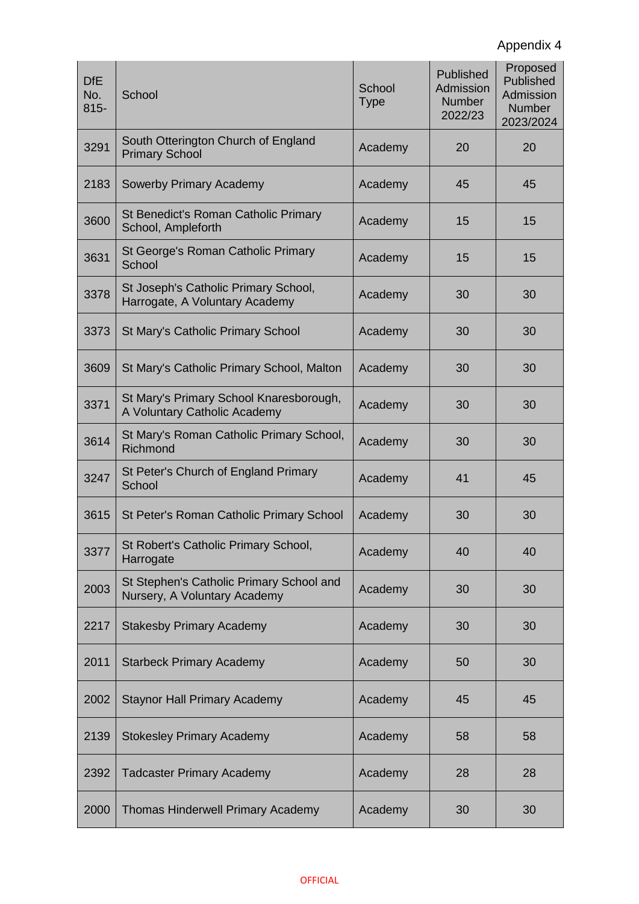Appendix 4

| DfE No. 815- | School | School Type | Published Admission Number 2022/23 | Proposed Published Admission Number 2023/2024 |
|---|---|---|---|---|
| 3291 | South Otterington Church of England Primary School | Academy | 20 | 20 |
| 2183 | Sowerby Primary Academy | Academy | 45 | 45 |
| 3600 | St Benedict's Roman Catholic Primary School, Ampleforth | Academy | 15 | 15 |
| 3631 | St George's Roman Catholic Primary School | Academy | 15 | 15 |
| 3378 | St Joseph's Catholic Primary School, Harrogate, A Voluntary Academy | Academy | 30 | 30 |
| 3373 | St Mary's Catholic Primary School | Academy | 30 | 30 |
| 3609 | St Mary's Catholic Primary School, Malton | Academy | 30 | 30 |
| 3371 | St Mary's Primary School Knaresborough, A Voluntary Catholic Academy | Academy | 30 | 30 |
| 3614 | St Mary's Roman Catholic Primary School, Richmond | Academy | 30 | 30 |
| 3247 | St Peter's Church of England Primary School | Academy | 41 | 45 |
| 3615 | St Peter's Roman Catholic Primary School | Academy | 30 | 30 |
| 3377 | St Robert's Catholic Primary School, Harrogate | Academy | 40 | 40 |
| 2003 | St Stephen's Catholic Primary School and Nursery, A Voluntary Academy | Academy | 30 | 30 |
| 2217 | Stakesby Primary Academy | Academy | 30 | 30 |
| 2011 | Starbeck Primary Academy | Academy | 50 | 30 |
| 2002 | Staynor Hall Primary Academy | Academy | 45 | 45 |
| 2139 | Stokesley Primary Academy | Academy | 58 | 58 |
| 2392 | Tadcaster Primary Academy | Academy | 28 | 28 |
| 2000 | Thomas Hinderwell Primary Academy | Academy | 30 | 30 |

OFFICIAL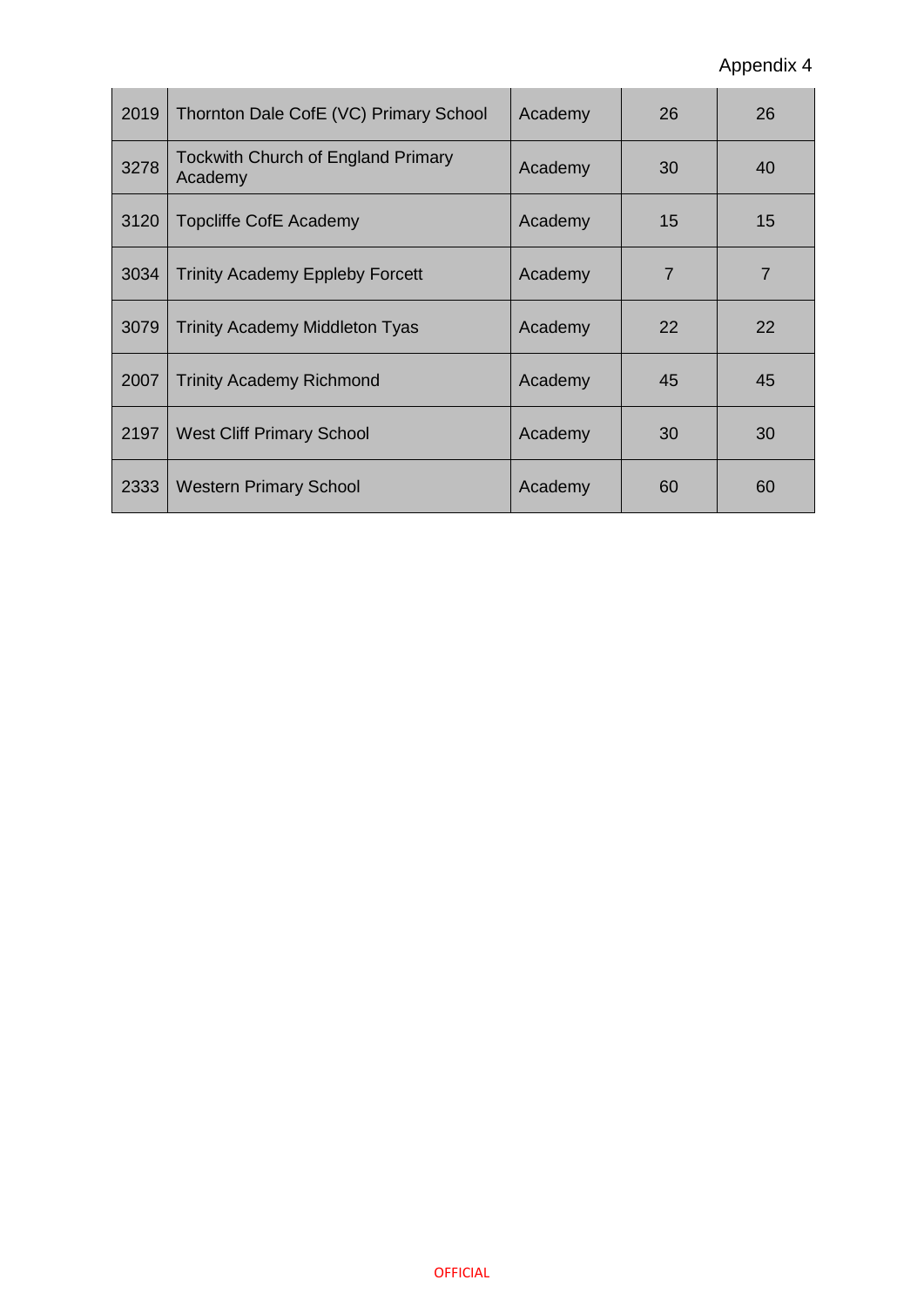Appendix 4

| | | | | |
|---|---|---|---|---|
| 2019 | Thornton Dale CofE (VC) Primary School | Academy | 26 | 26 |
| 3278 | Tockwith Church of England Primary Academy | Academy | 30 | 40 |
| 3120 | Topcliffe CofE Academy | Academy | 15 | 15 |
| 3034 | Trinity Academy Eppleby Forcett | Academy | 7 | 7 |
| 3079 | Trinity Academy Middleton Tyas | Academy | 22 | 22 |
| 2007 | Trinity Academy Richmond | Academy | 45 | 45 |
| 2197 | West Cliff Primary School | Academy | 30 | 30 |
| 2333 | Western Primary School | Academy | 60 | 60 |

OFFICIAL